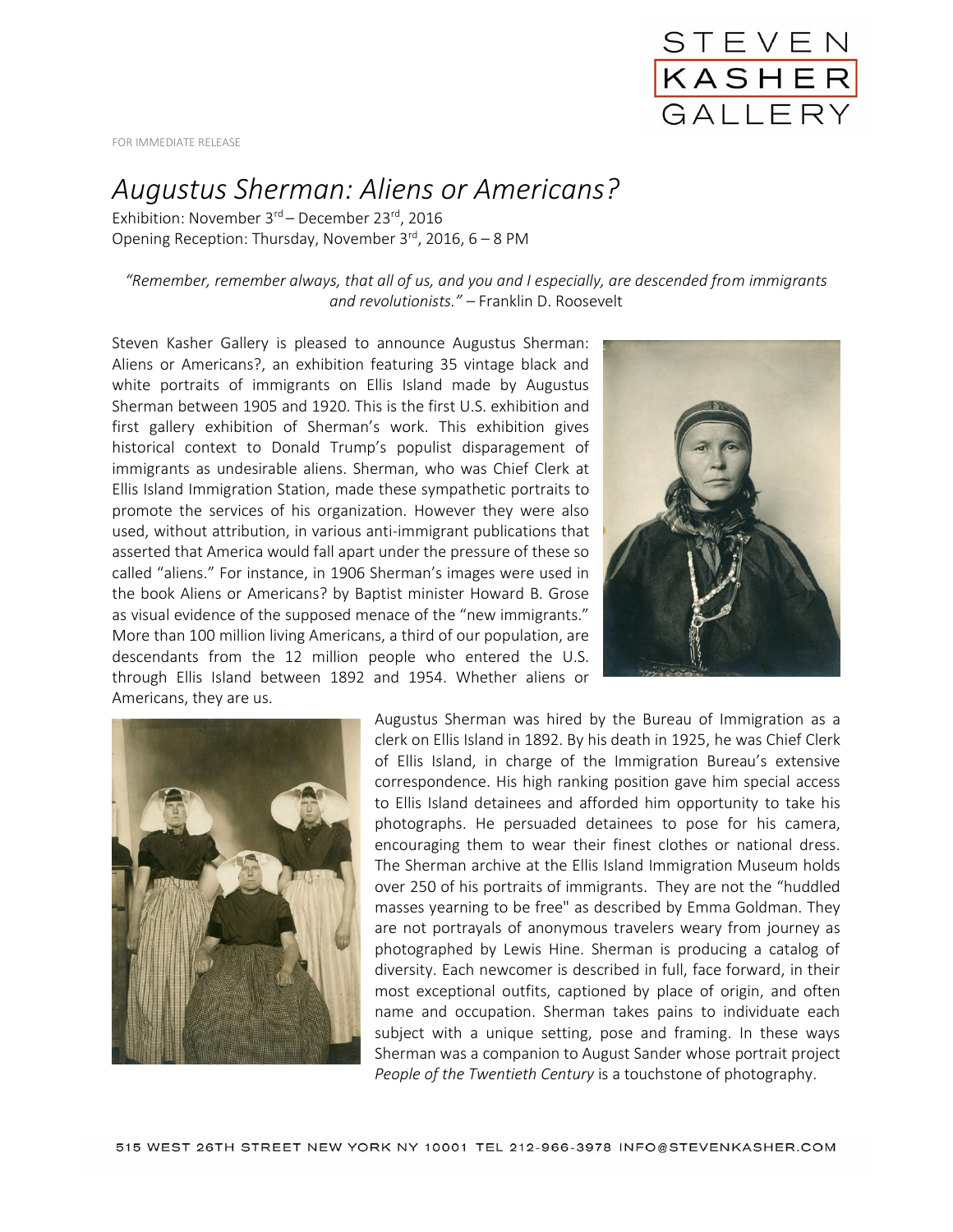FOR IMMEDIATE RELEASE

# *Augustus Sherman: Aliens or Americans?*

Exhibition: November 3rd – December 23rd, 2016
Opening Reception: Thursday, November 3rd, 2016, 6 – 8 PM

*"Remember, remember always, that all of us, and you and I especially, are descended from immigrants and revolutionists."* – Franklin D. Roosevelt

Steven Kasher Gallery is pleased to announce Augustus Sherman: Aliens or Americans?, an exhibition featuring 35 vintage black and white portraits of immigrants on Ellis Island made by Augustus Sherman between 1905 and 1920. This is the first U.S. exhibition and first gallery exhibition of Sherman's work. This exhibition gives historical context to Donald Trump's populist disparagement of immigrants as undesirable aliens. Sherman, who was Chief Clerk at Ellis Island Immigration Station, made these sympathetic portraits to promote the services of his organization. However they were also used, without attribution, in various anti-immigrant publications that asserted that America would fall apart under the pressure of these so called "aliens." For instance, in 1906 Sherman's images were used in the book Aliens or Americans? by Baptist minister Howard B. Grose as visual evidence of the supposed menace of the "new immigrants." More than 100 million living Americans, a third of our population, are descendants from the 12 million people who entered the U.S. through Ellis Island between 1892 and 1954. Whether aliens or Americans, they are us.

Augustus Sherman was hired by the Bureau of Immigration as a clerk on Ellis Island in 1892. By his death in 1925, he was Chief Clerk of Ellis Island, in charge of the Immigration Bureau's extensive correspondence. His high ranking position gave him special access to Ellis Island detainees and afforded him opportunity to take his photographs. He persuaded detainees to pose for his camera, encouraging them to wear their finest clothes or national dress. The Sherman archive at the Ellis Island Immigration Museum holds over 250 of his portraits of immigrants. They are not the "huddled masses yearning to be free" as described by Emma Goldman. They are not portrayals of anonymous travelers weary from journey as photographed by Lewis Hine. Sherman is producing a catalog of diversity. Each newcomer is described in full, face forward, in their most exceptional outfits, captioned by place of origin, and often name and occupation. Sherman takes pains to individuate each subject with a unique setting, pose and framing. In these ways Sherman was a companion to August Sander whose portrait project *People of the Twentieth Century* is a touchstone of photography.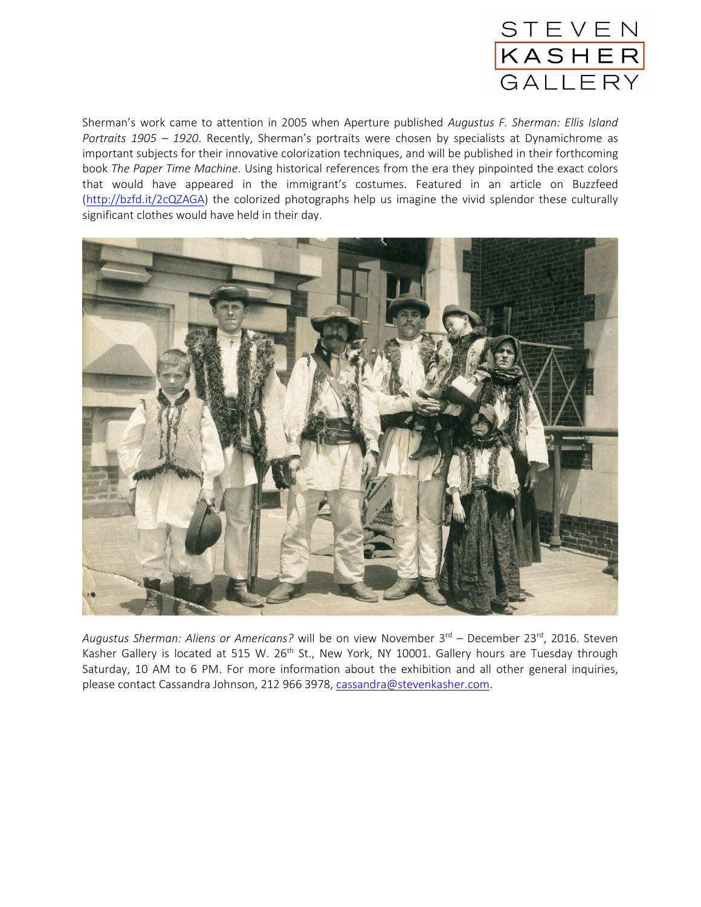Sherman's work came to attention in 2005 when Aperture published *Augustus F. Sherman: Ellis Island Portraits 1905 – 1920*. Recently, Sherman's portraits were chosen by specialists at Dynamichrome as important subjects for their innovative colorization techniques, and will be published in their forthcoming book *The Paper Time Machine*. Using historical references from the era they pinpointed the exact colors that would have appeared in the immigrant's costumes. Featured in an article on Buzzfeed (http://bzfd.it/2cQZAGA) the colorized photographs help us imagine the vivid splendor these culturally significant clothes would have held in their day.

*Augustus Sherman: Aliens or Americans?* will be on view November 3rd – December 23rd, 2016. Steven Kasher Gallery is located at 515 W. 26th St., New York, NY 10001. Gallery hours are Tuesday through Saturday, 10 AM to 6 PM. For more information about the exhibition and all other general inquiries, please contact Cassandra Johnson, 212 966 3978, cassandra@stevenkasher.com.